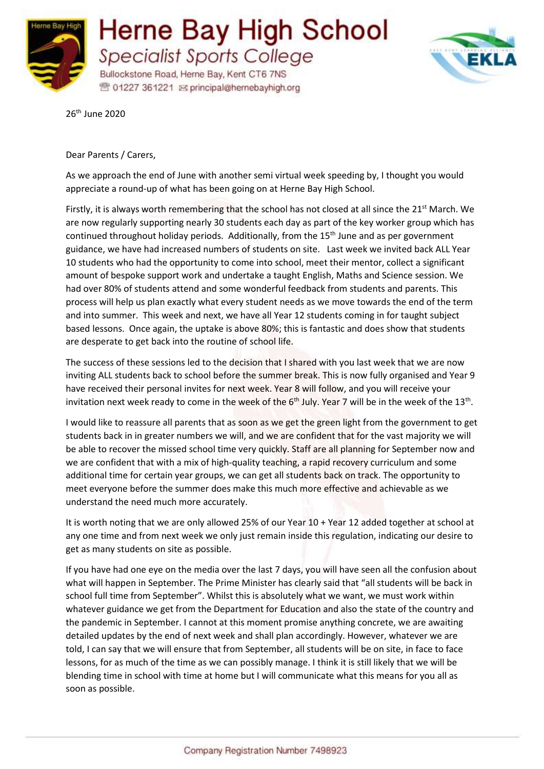# Herne Bay High School

*Specialist Sports College*

Bullockstone Road, Herne Bay, Kent CT6 7NS

01227 361221 principal@hernebayhigh.org

26th June 2020

Dear Parents / Carers,

As we approach the end of June with another semi virtual week speeding by, I thought you would appreciate a round-up of what has been going on at Herne Bay High School.

Firstly, it is always worth remembering that the school has not closed at all since the 21st March. We are now regularly supporting nearly 30 students each day as part of the key worker group which has continued throughout holiday periods. Additionally, from the 15th June and as per government guidance, we have had increased numbers of students on site. Last week we invited back ALL Year 10 students who had the opportunity to come into school, meet their mentor, collect a significant amount of bespoke support work and undertake a taught English, Maths and Science session. We had over 80% of students attend and some wonderful feedback from students and parents. This process will help us plan exactly what every student needs as we move towards the end of the term and into summer. This week and next, we have all Year 12 students coming in for taught subject based lessons. Once again, the uptake is above 80%; this is fantastic and does show that students are desperate to get back into the routine of school life.

The success of these sessions led to the decision that I shared with you last week that we are now inviting ALL students back to school before the summer break. This is now fully organised and Year 9 have received their personal invites for next week. Year 8 will follow, and you will receive your invitation next week ready to come in the week of the 6th July. Year 7 will be in the week of the 13th.

I would like to reassure all parents that as soon as we get the green light from the government to get students back in in greater numbers we will, and we are confident that for the vast majority we will be able to recover the missed school time very quickly. Staff are all planning for September now and we are confident that with a mix of high-quality teaching, a rapid recovery curriculum and some additional time for certain year groups, we can get all students back on track. The opportunity to meet everyone before the summer does make this much more effective and achievable as we understand the need much more accurately.

It is worth noting that we are only allowed 25% of our Year 10 + Year 12 added together at school at any one time and from next week we only just remain inside this regulation, indicating our desire to get as many students on site as possible.

If you have had one eye on the media over the last 7 days, you will have seen all the confusion about what will happen in September. The Prime Minister has clearly said that "all students will be back in school full time from September". Whilst this is absolutely what we want, we must work within whatever guidance we get from the Department for Education and also the state of the country and the pandemic in September. I cannot at this moment promise anything concrete, we are awaiting detailed updates by the end of next week and shall plan accordingly. However, whatever we are told, I can say that we will ensure that from September, all students will be on site, in face to face lessons, for as much of the time as we can possibly manage. I think it is still likely that we will be blending time in school with time at home but I will communicate what this means for you all as soon as possible.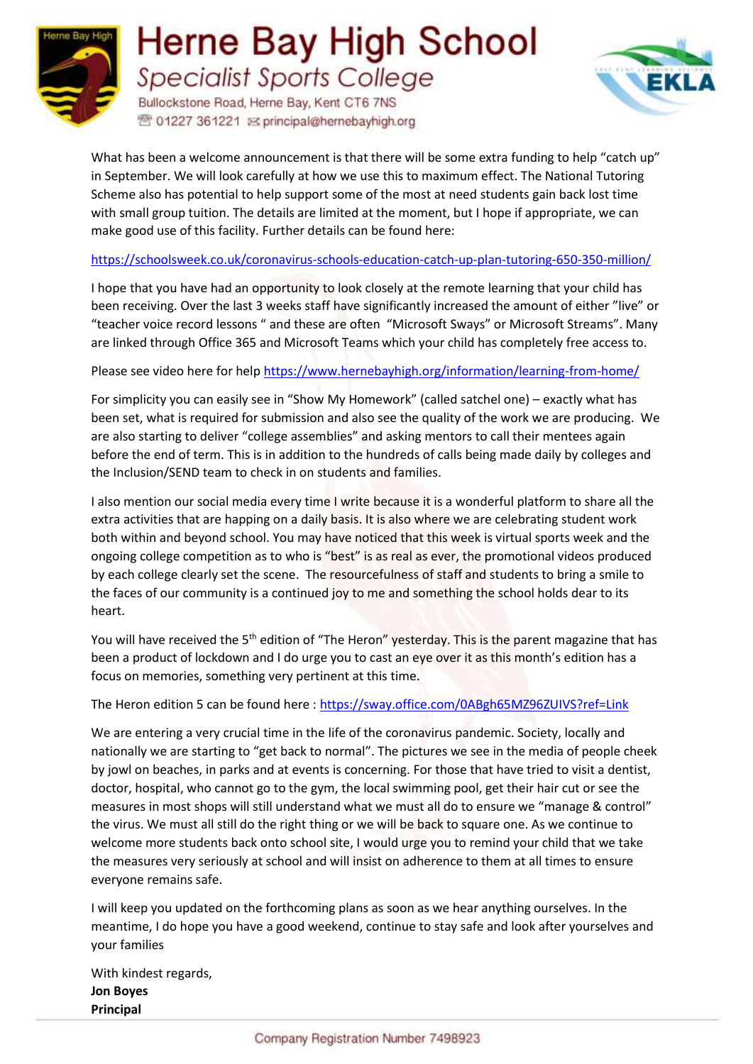What has been a welcome announcement is that there will be some extra funding to help "catch up" in September. We will look carefully at how we use this to maximum effect. The National Tutoring Scheme also has potential to help support some of the most at need students gain back lost time with small group tuition. The details are limited at the moment, but I hope if appropriate, we can make good use of this facility. Further details can be found here:

https://schoolsweek.co.uk/coronavirus-schools-education-catch-up-plan-tutoring-650-350-million/

I hope that you have had an opportunity to look closely at the remote learning that your child has been receiving. Over the last 3 weeks staff have significantly increased the amount of either "live" or "teacher voice record lessons " and these are often "Microsoft Sways" or Microsoft Streams". Many are linked through Office 365 and Microsoft Teams which your child has completely free access to.

Please see video here for help https://www.hernebayhigh.org/information/learning-from-home/

For simplicity you can easily see in "Show My Homework" (called satchel one) – exactly what has been set, what is required for submission and also see the quality of the work we are producing. We are also starting to deliver "college assemblies" and asking mentors to call their mentees again before the end of term. This is in addition to the hundreds of calls being made daily by colleges and the Inclusion/SEND team to check in on students and families.

I also mention our social media every time I write because it is a wonderful platform to share all the extra activities that are happing on a daily basis. It is also where we are celebrating student work both within and beyond school. You may have noticed that this week is virtual sports week and the ongoing college competition as to who is "best" is as real as ever, the promotional videos produced by each college clearly set the scene. The resourcefulness of staff and students to bring a smile to the faces of our community is a continued joy to me and something the school holds dear to its heart.

You will have received the 5th edition of "The Heron" yesterday. This is the parent magazine that has been a product of lockdown and I do urge you to cast an eye over it as this month's edition has a focus on memories, something very pertinent at this time.

The Heron edition 5 can be found here : https://sway.office.com/0ABgh65MZ96ZUIVS?ref=Link

We are entering a very crucial time in the life of the coronavirus pandemic. Society, locally and nationally we are starting to "get back to normal". The pictures we see in the media of people cheek by jowl on beaches, in parks and at events is concerning. For those that have tried to visit a dentist, doctor, hospital, who cannot go to the gym, the local swimming pool, get their hair cut or see the measures in most shops will still understand what we must all do to ensure we "manage & control" the virus. We must all still do the right thing or we will be back to square one. As we continue to welcome more students back onto school site, I would urge you to remind your child that we take the measures very seriously at school and will insist on adherence to them at all times to ensure everyone remains safe.

I will keep you updated on the forthcoming plans as soon as we hear anything ourselves. In the meantime, I do hope you have a good weekend, continue to stay safe and look after yourselves and your families

With kindest regards,
**Jon Boyes**
**Principal**